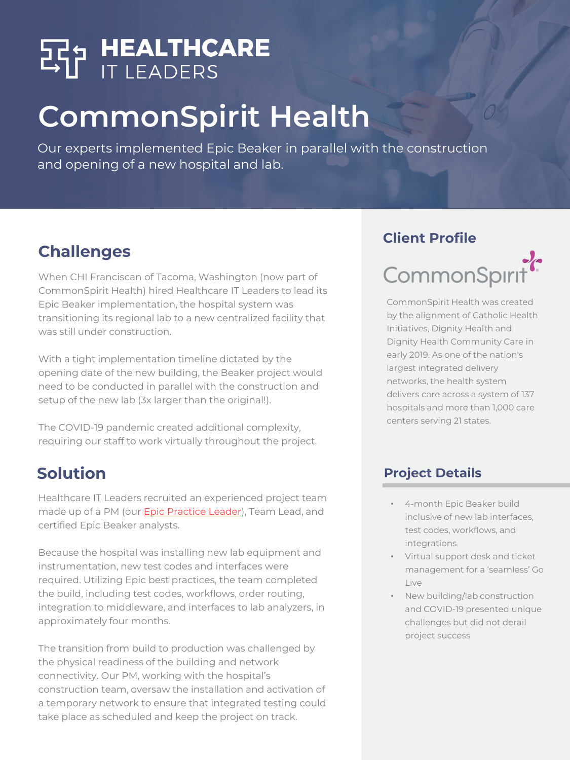# HEALTHCARE IT LEADERS

# CommonSpirit Health

Our experts implemented Epic Beaker in parallel with the construction and opening of a new hospital and lab.

## Challenges

When CHI Franciscan of Tacoma, Washington (now part of CommonSpirit Health) hired Healthcare IT Leaders to lead its Epic Beaker implementation, the hospital system was transitioning its regional lab to a new centralized facility that was still under construction.

With a tight implementation timeline dictated by the opening date of the new building, the Beaker project would need to be conducted in parallel with the construction and setup of the new lab (3x larger than the original!).

The COVID-19 pandemic created additional complexity, requiring our staff to work virtually throughout the project.

## Solution

Healthcare IT Leaders recruited an experienced project team made up of a PM (our Epic Practice Leader), Team Lead, and certified Epic Beaker analysts.

Because the hospital was installing new lab equipment and instrumentation, new test codes and interfaces were required. Utilizing Epic best practices, the team completed the build, including test codes, workflows, order routing, integration to middleware, and interfaces to lab analyzers, in approximately four months.

The transition from build to production was challenged by the physical readiness of the building and network connectivity. Our PM, working with the hospital's construction team, oversaw the installation and activation of a temporary network to ensure that integrated testing could take place as scheduled and keep the project on track.

## Client Profile

CommonSpirit

CommonSpirit Health was created by the alignment of Catholic Health Initiatives, Dignity Health and Dignity Health Community Care in early 2019. As one of the nation's largest integrated delivery networks, the health system delivers care across a system of 137 hospitals and more than 1,000 care centers serving 21 states.

## Project Details

- 4-month Epic Beaker build inclusive of new lab interfaces, test codes, workflows, and integrations
- Virtual support desk and ticket management for a 'seamless' Go Live
- New building/lab construction and COVID-19 presented unique challenges but did not derail project success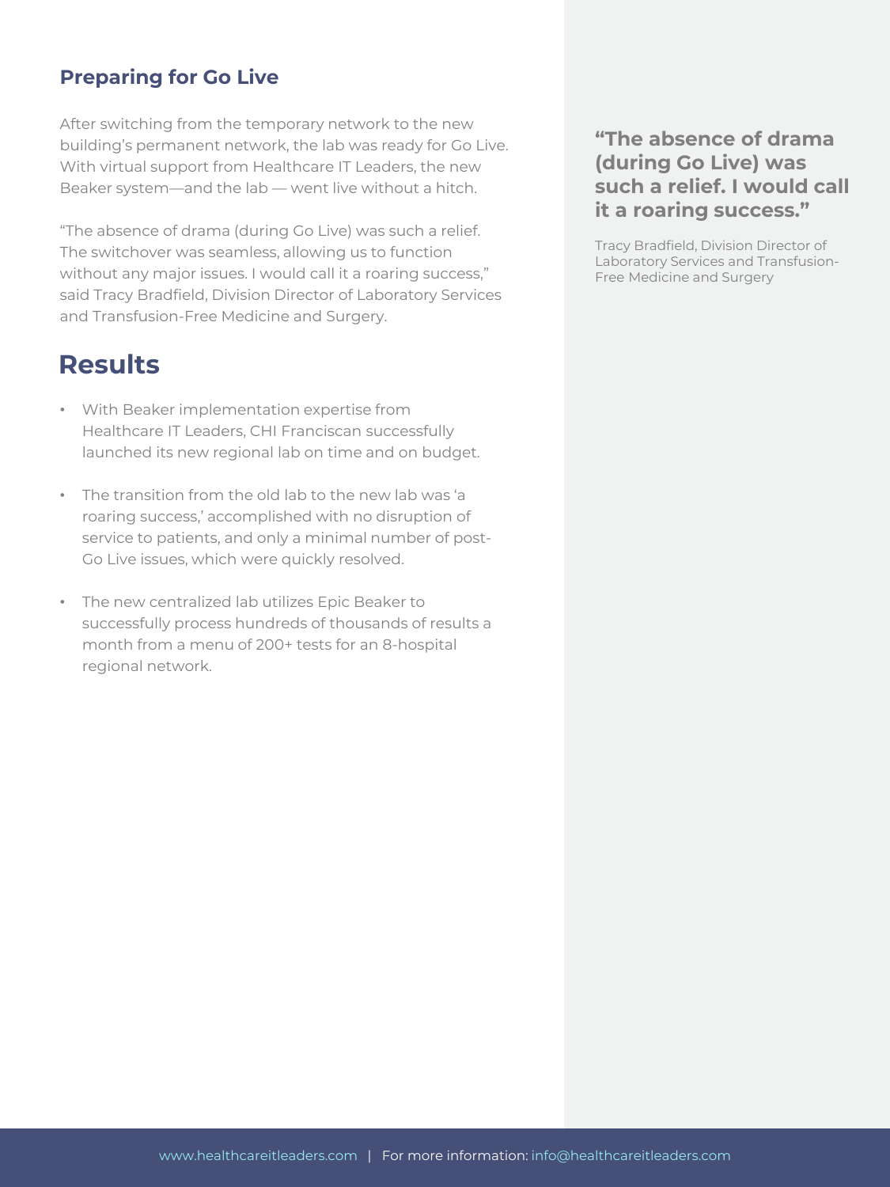### Preparing for Go Live

After switching from the temporary network to the new building's permanent network, the lab was ready for Go Live. With virtual support from Healthcare IT Leaders, the new Beaker system—and the lab — went live without a hitch.

"The absence of drama (during Go Live) was such a relief. The switchover was seamless, allowing us to function without any major issues. I would call it a roaring success," said Tracy Bradfield, Division Director of Laboratory Services and Transfusion-Free Medicine and Surgery.

**"The absence of drama (during Go Live) was such a relief. I would call it a roaring success."**

Tracy Bradfield, Division Director of Laboratory Services and Transfusion-Free Medicine and Surgery

## Results

- With Beaker implementation expertise from Healthcare IT Leaders, CHI Franciscan successfully launched its new regional lab on time and on budget.
- The transition from the old lab to the new lab was 'a roaring success,' accomplished with no disruption of service to patients, and only a minimal number of post-Go Live issues, which were quickly resolved.
- The new centralized lab utilizes Epic Beaker to successfully process hundreds of thousands of results a month from a menu of 200+ tests for an 8-hospital regional network.

www.healthcareitleaders.com | For more information: info@healthcareitleaders.com